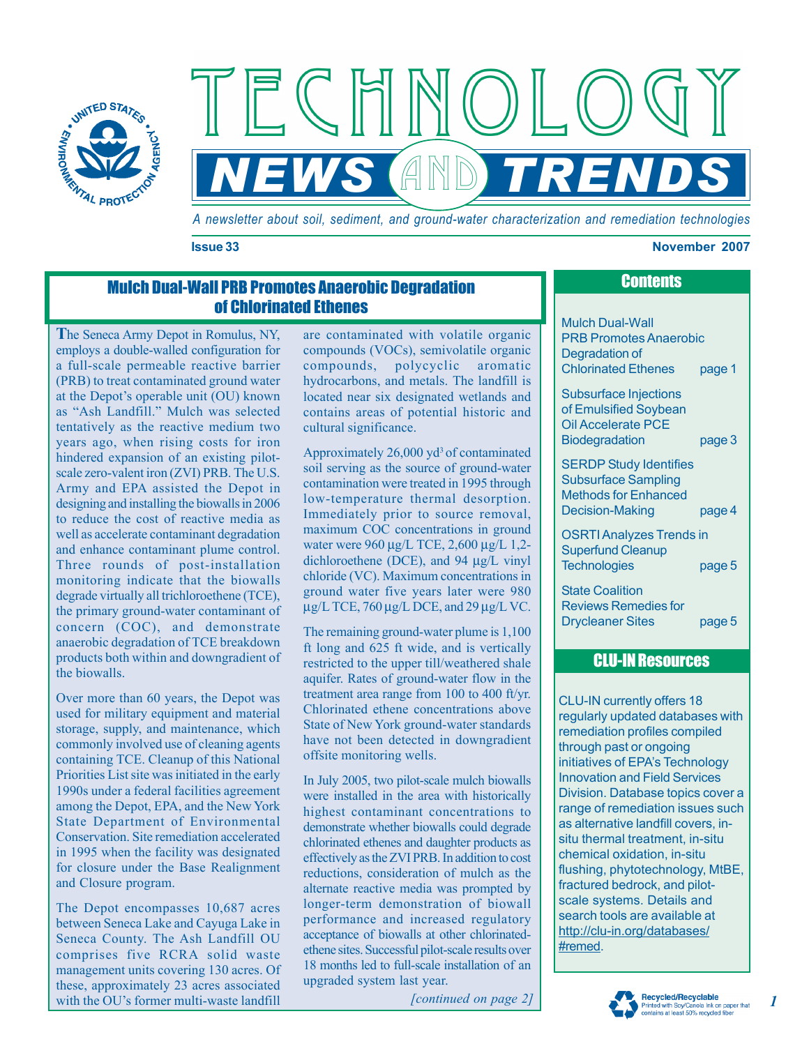# TECHNOLOGY NEWS AND TRENDS

*A newsletter about soil, sediment, and ground-water characterization and remediation technologies*

**Issue 33** **November 2007**

## Mulch Dual-Wall PRB Promotes Anaerobic Degradation of Chlorinated Ethenes

The Seneca Army Depot in Romulus, NY, employs a double-walled configuration for a full-scale permeable reactive barrier (PRB) to treat contaminated ground water at the Depot's operable unit (OU) known as "Ash Landfill." Mulch was selected tentatively as the reactive medium two years ago, when rising costs for iron hindered expansion of an existing pilot-scale zero-valent iron (ZVI) PRB. The U.S. Army and EPA assisted the Depot in designing and installing the biowalls in 2006 to reduce the cost of reactive media as well as accelerate contaminant degradation and enhance contaminant plume control. Three rounds of post-installation monitoring indicate that the biowalls degrade virtually all trichloroethene (TCE), the primary ground-water contaminant of concern (COC), and demonstrate anaerobic degradation of TCE breakdown products both within and downgradient of the biowalls.

Over more than 60 years, the Depot was used for military equipment and material storage, supply, and maintenance, which commonly involved use of cleaning agents containing TCE. Cleanup of this National Priorities List site was initiated in the early 1990s under a federal facilities agreement among the Depot, EPA, and the New York State Department of Environmental Conservation. Site remediation accelerated in 1995 when the facility was designated for closure under the Base Realignment and Closure program.

The Depot encompasses 10,687 acres between Seneca Lake and Cayuga Lake in Seneca County. The Ash Landfill OU comprises five RCRA solid waste management units covering 130 acres. Of these, approximately 23 acres associated with the OU's former multi-waste landfill are contaminated with volatile organic compounds (VOCs), semivolatile organic compounds, polycyclic aromatic hydrocarbons, and metals. The landfill is located near six designated wetlands and contains areas of potential historic and cultural significance.

Approximately 26,000 yd$^3$ of contaminated soil serving as the source of ground-water contamination were treated in 1995 through low-temperature thermal desorption. Immediately prior to source removal, maximum COC concentrations in ground water were 960 µg/L TCE, 2,600 µg/L 1,2-dichloroethene (DCE), and 94 µg/L vinyl chloride (VC). Maximum concentrations in ground water five years later were 980 µg/L TCE, 760 µg/L DCE, and 29 µg/L VC.

The remaining ground-water plume is 1,100 ft long and 625 ft wide, and is vertically restricted to the upper till/weathered shale aquifer. Rates of ground-water flow in the treatment area range from 100 to 400 ft/yr. Chlorinated ethene concentrations above State of New York ground-water standards have not been detected in downgradient offsite monitoring wells.

In July 2005, two pilot-scale mulch biowalls were installed in the area with historically highest contaminant concentrations to demonstrate whether biowalls could degrade chlorinated ethenes and daughter products as effectively as the ZVI PRB. In addition to cost reductions, consideration of mulch as the alternate reactive media was prompted by longer-term demonstration of biowall performance and increased regulatory acceptance of biowalls at other chlorinated-ethene sites. Successful pilot-scale results over 18 months led to full-scale installation of an upgraded system last year.

*[continued on page 2]*

## Contents

- Mulch Dual-Wall PRB Promotes Anaerobic Degradation of Chlorinated Ethenes — page 1
- Subsurface Injections of Emulsified Soybean Oil Accelerate PCE Biodegradation — page 3
- SERDP Study Identifies Subsurface Sampling Methods for Enhanced Decision-Making — page 4
- OSRTI Analyzes Trends in Superfund Cleanup Technologies — page 5
- State Coalition Reviews Remedies for Drycleaner Sites — page 5

## CLU-IN Resources

CLU-IN currently offers 18 regularly updated databases with remediation profiles compiled through past or ongoing initiatives of EPA's Technology Innovation and Field Services Division. Database topics cover a range of remediation issues such as alternative landfill covers, in-situ thermal treatment, in-situ chemical oxidation, in-situ flushing, phytotechnology, MtBE, fractured bedrock, and pilot-scale systems. Details and search tools are available at http://clu-in.org/databases/#remed.

Recycled/Recyclable
Printed with Soy/Canola Ink on paper that contains at least 50% recycled fiber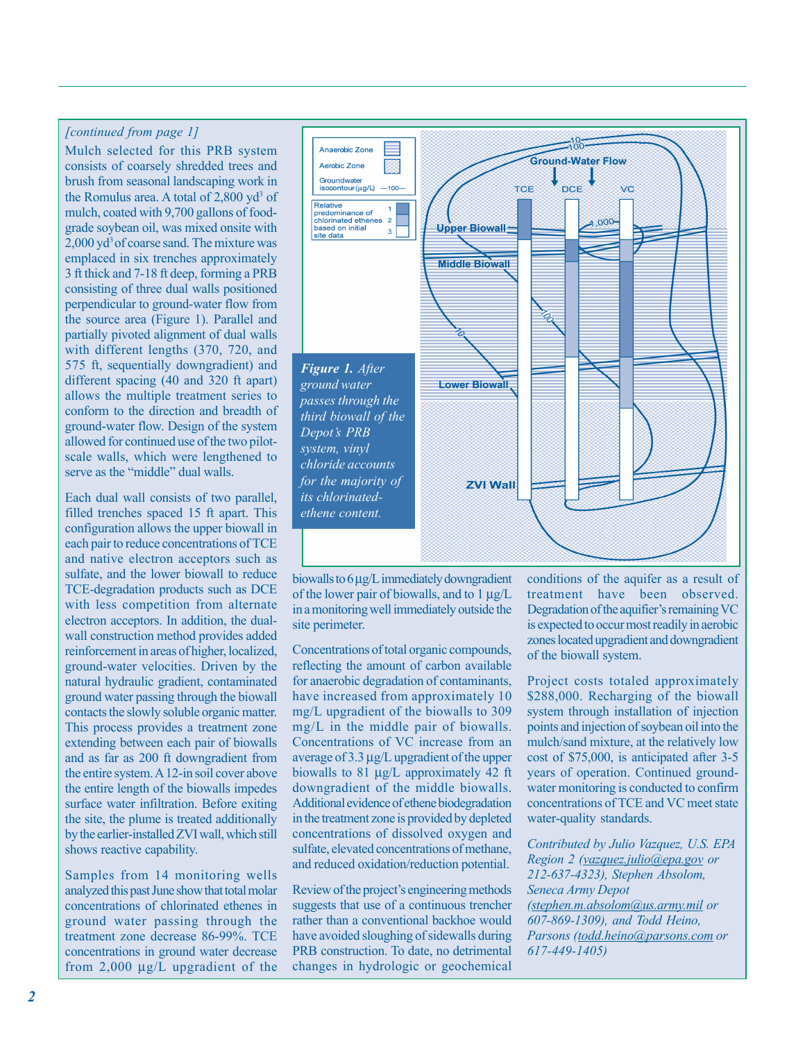*[continued from page 1]*

Mulch selected for this PRB system consists of coarsely shredded trees and brush from seasonal landscaping work in the Romulus area. A total of 2,800 $yd^3$ of mulch, coated with 9,700 gallons of food-grade soybean oil, was mixed onsite with 2,000 $yd^3$ of coarse sand. The mixture was emplaced in six trenches approximately 3 ft thick and 7-18 ft deep, forming a PRB consisting of three dual walls positioned perpendicular to ground-water flow from the source area (Figure 1). Parallel and partially pivoted alignment of dual walls with different lengths (370, 720, and 575 ft, sequentially downgradient) and different spacing (40 and 320 ft apart) allows the multiple treatment series to conform to the direction and breadth of ground-water flow. Design of the system allowed for continued use of the two pilot-scale walls, which were lengthened to serve as the "middle" dual walls.

Each dual wall consists of two parallel, filled trenches spaced 15 ft apart. This configuration allows the upper biowall in each pair to reduce concentrations of TCE and native electron acceptors such as sulfate, and the lower biowall to reduce TCE-degradation products such as DCE with less competition from alternate electron acceptors. In addition, the dual-wall construction method provides added reinforcement in areas of higher, localized, ground-water velocities. Driven by the natural hydraulic gradient, contaminated ground water passing through the biowall contacts the slowly soluble organic matter. This process provides a treatment zone extending between each pair of biowalls and as far as 200 ft downgradient from the entire system. A 12-in soil cover above the entire length of the biowalls impedes surface water infiltration. Before exiting the site, the plume is treated additionally by the earlier-installed ZVI wall, which still shows reactive capability.

Samples from 14 monitoring wells analyzed this past June show that total molar concentrations of chlorinated ethenes in ground water passing through the treatment zone decrease 86-99%. TCE concentrations in ground water decrease from 2,000 µg/L upgradient of the biowalls to 6 µg/L immediately downgradient of the lower pair of biowalls, and to 1 µg/L in a monitoring well immediately outside the site perimeter.

Concentrations of total organic compounds, reflecting the amount of carbon available for anaerobic degradation of contaminants, have increased from approximately 10 mg/L upgradient of the biowalls to 309 mg/L in the middle pair of biowalls. Concentrations of VC increase from an average of 3.3 µg/L upgradient of the upper biowalls to 81 µg/L approximately 42 ft downgradient of the middle biowalls. Additional evidence of ethene biodegradation in the treatment zone is provided by depleted concentrations of dissolved oxygen and sulfate, elevated concentrations of methane, and reduced oxidation/reduction potential.

Review of the project's engineering methods suggests that use of a continuous trencher rather than a conventional backhoe would have avoided sloughing of sidewalls during PRB construction. To date, no detrimental changes in hydrologic or geochemical conditions of the aquifer as a result of treatment have been observed. Degradation of the aquifer's remaining VC is expected to occur most readily in aerobic zones located upgradient and downgradient of the biowall system.

Project costs totaled approximately $288,000. Recharging of the biowall system through installation of injection points and injection of soybean oil into the mulch/sand mixture, at the relatively low cost of $75,000, is anticipated after 3-5 years of operation. Continued ground-water monitoring is conducted to confirm concentrations of TCE and VC meet state water-quality standards.

***Figure 1.** After ground water passes through the third biowall of the Depot's PRB system, vinyl chloride accounts for the majority of its chlorinated-ethene content.*

*Contributed by Julio Vazquez, U.S. EPA Region 2 (vazquez.julio@epa.gov or 212-637-4323), Stephen Absolom, Seneca Army Depot (stephen.m.absolom@us.army.mil or 607-869-1309), and Todd Heino, Parsons (todd.heino@parsons.com or 617-449-1405)*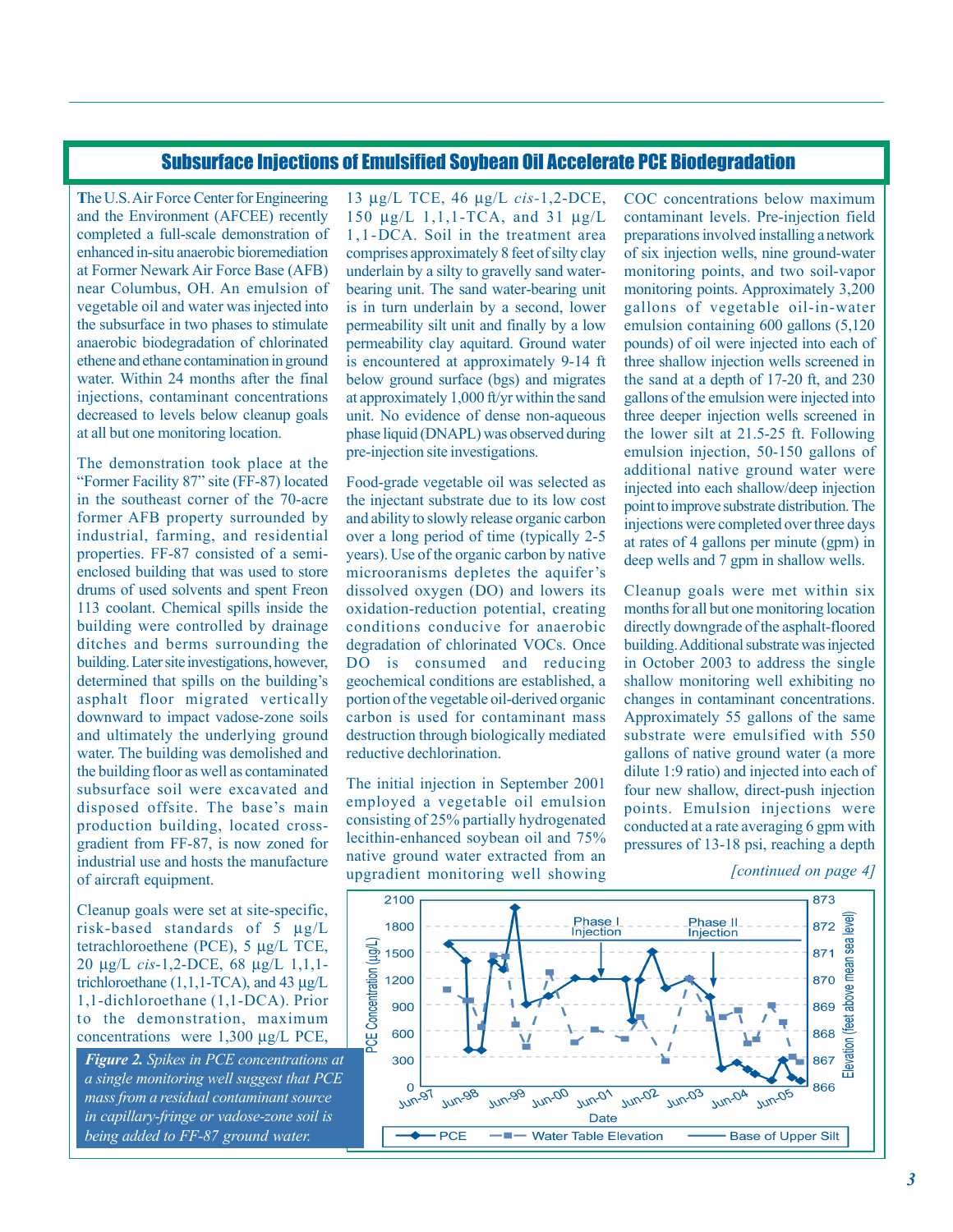## Subsurface Injections of Emulsified Soybean Oil Accelerate PCE Biodegradation

**T**he U.S. Air Force Center for Engineering and the Environment (AFCEE) recently completed a full-scale demonstration of enhanced in-situ anaerobic bioremediation at Former Newark Air Force Base (AFB) near Columbus, OH. An emulsion of vegetable oil and water was injected into the subsurface in two phases to stimulate anaerobic biodegradation of chlorinated ethene and ethane contamination in ground water. Within 24 months after the final injections, contaminant concentrations decreased to levels below cleanup goals at all but one monitoring location.

The demonstration took place at the "Former Facility 87" site (FF-87) located in the southeast corner of the 70-acre former AFB property surrounded by industrial, farming, and residential properties. FF-87 consisted of a semi-enclosed building that was used to store drums of used solvents and spent Freon 113 coolant. Chemical spills inside the building were controlled by drainage ditches and berms surrounding the building. Later site investigations, however, determined that spills on the building's asphalt floor migrated vertically downward to impact vadose-zone soils and ultimately the underlying ground water. The building was demolished and the building floor as well as contaminated subsurface soil were excavated and disposed offsite. The base's main production building, located cross-gradient from FF-87, is now zoned for industrial use and hosts the manufacture of aircraft equipment.

Cleanup goals were set at site-specific, risk-based standards of 5 µg/L tetrachloroethene (PCE), 5 µg/L TCE, 20 µg/L *cis*-1,2-DCE, 68 µg/L 1,1,1-trichloroethane (1,1,1-TCA), and 43 µg/L 1,1-dichloroethane (1,1-DCA). Prior to the demonstration, maximum concentrations were 1,300 µg/L PCE, 13 µg/L TCE, 46 µg/L *cis*-1,2-DCE, 150 µg/L 1,1,1-TCA, and 31 µg/L 1,1-DCA. Soil in the treatment area comprises approximately 8 feet of silty clay underlain by a silty to gravelly sand water-bearing unit. The sand water-bearing unit is in turn underlain by a second, lower permeability silt unit and finally by a low permeability clay aquitard. Ground water is encountered at approximately 9-14 ft below ground surface (bgs) and migrates at approximately 1,000 ft/yr within the sand unit. No evidence of dense non-aqueous phase liquid (DNAPL) was observed during pre-injection site investigations.

Food-grade vegetable oil was selected as the injectant substrate due to its low cost and ability to slowly release organic carbon over a long period of time (typically 2-5 years). Use of the organic carbon by native microoranisms depletes the aquifer's dissolved oxygen (DO) and lowers its oxidation-reduction potential, creating conditions conducive for anaerobic degradation of chlorinated VOCs. Once DO is consumed and reducing geochemical conditions are established, a portion of the vegetable oil-derived organic carbon is used for contaminant mass destruction through biologically mediated reductive dechlorination.

The initial injection in September 2001 employed a vegetable oil emulsion consisting of 25% partially hydrogenated lecithin-enhanced soybean oil and 75% native ground water extracted from an upgradient monitoring well showing COC concentrations below maximum contaminant levels. Pre-injection field preparations involved installing a network of six injection wells, nine ground-water monitoring points, and two soil-vapor monitoring points. Approximately 3,200 gallons of vegetable oil-in-water emulsion containing 600 gallons (5,120 pounds) of oil were injected into each of three shallow injection wells screened in the sand at a depth of 17-20 ft, and 230 gallons of the emulsion were injected into three deeper injection wells screened in the lower silt at 21.5-25 ft. Following emulsion injection, 50-150 gallons of additional native ground water were injected into each shallow/deep injection point to improve substrate distribution. The injections were completed over three days at rates of 4 gallons per minute (gpm) in deep wells and 7 gpm in shallow wells.

Cleanup goals were met within six months for all but one monitoring location directly downgrade of the asphalt-floored building. Additional substrate was injected in October 2003 to address the single shallow monitoring well exhibiting no changes in contaminant concentrations. Approximately 55 gallons of the same substrate were emulsified with 550 gallons of native ground water (a more dilute 1:9 ratio) and injected into each of four new shallow, direct-push injection points. Emulsion injections were conducted at a rate averaging 6 gpm with pressures of 13-18 psi, reaching a depth

*[continued on page 4]*

*Figure 2. Spikes in PCE concentrations at a single monitoring well suggest that PCE mass from a residual contaminant source in capillary-fringe or vadose-zone soil is being added to FF-87 ground water.*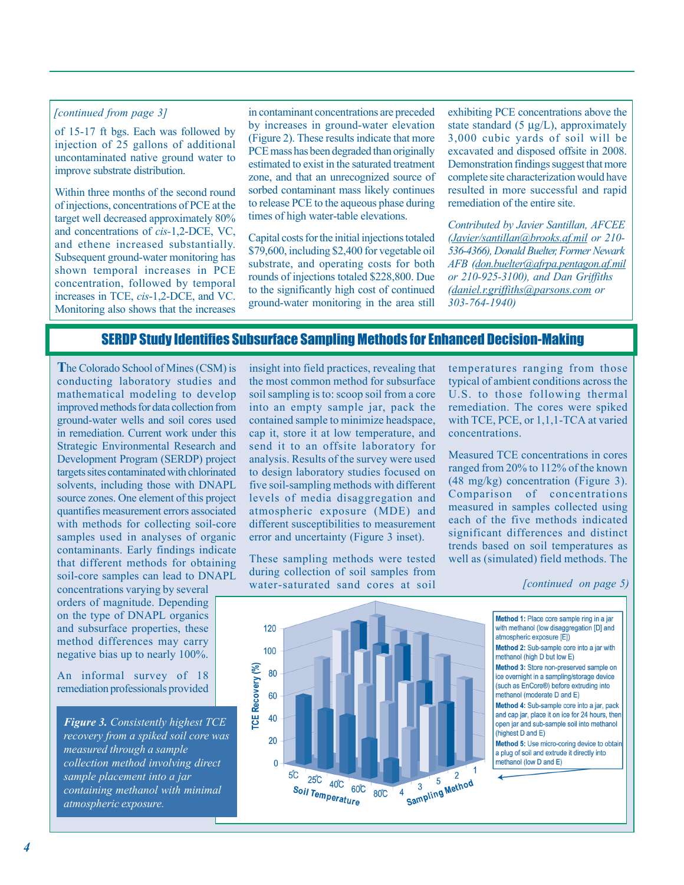*[continued from page 3]*

of 15-17 ft bgs. Each was followed by injection of 25 gallons of additional uncontaminated native ground water to improve substrate distribution.

Within three months of the second round of injections, concentrations of PCE at the target well decreased approximately 80% and concentrations of *cis*-1,2-DCE, VC, and ethene increased substantially. Subsequent ground-water monitoring has shown temporal increases in PCE concentration, followed by temporal increases in TCE, *cis*-1,2-DCE, and VC. Monitoring also shows that the increases in contaminant concentrations are preceded by increases in ground-water elevation (Figure 2). These results indicate that more PCE mass has been degraded than originally estimated to exist in the saturated treatment zone, and that an unrecognized source of sorbed contaminant mass likely continues to release PCE to the aqueous phase during times of high water-table elevations.

Capital costs for the initial injections totaled $79,600, including $2,400 for vegetable oil substrate, and operating costs for both rounds of injections totaled $228,800. Due to the significantly high cost of continued ground-water monitoring in the area still exhibiting PCE concentrations above the state standard (5 µg/L), approximately 3,000 cubic yards of soil will be excavated and disposed offsite in 2008. Demonstration findings suggest that more complete site characterization would have resulted in more successful and rapid remediation of the entire site.

*Contributed by Javier Santillan, AFCEE (Javier/santillan@brooks.af.mil or 210-536-4366), Donald Buelter, Former Newark AFB (don.buelter@afrpa.pentagon.af.mil or 210-925-3100), and Dan Griffiths (daniel.r.griffiths@parsons.com or 303-764-1940)*

## SERDP Study Identifies Subsurface Sampling Methods for Enhanced Decision-Making

The Colorado School of Mines (CSM) is conducting laboratory studies and mathematical modeling to develop improved methods for data collection from ground-water wells and soil cores used in remediation. Current work under this Strategic Environmental Research and Development Program (SERDP) project targets sites contaminated with chlorinated solvents, including those with DNAPL source zones. One element of this project quantifies measurement errors associated with methods for collecting soil-core samples used in analyses of organic contaminants. Early findings indicate that different methods for obtaining soil-core samples can lead to DNAPL concentrations varying by several orders of magnitude. Depending on the type of DNAPL organics and subsurface properties, these method differences may carry negative bias up to nearly 100%.

An informal survey of 18 remediation professionals provided insight into field practices, revealing that the most common method for subsurface soil sampling is to: scoop soil from a core into an empty sample jar, pack the contained sample to minimize headspace, cap it, store it at low temperature, and send it to an offsite laboratory for analysis. Results of the survey were used to design laboratory studies focused on five soil-sampling methods with different levels of media disaggregation and atmospheric exposure (MDE) and different susceptibilities to measurement error and uncertainty (Figure 3 inset).

These sampling methods were tested during collection of soil samples from water-saturated sand cores at soil temperatures ranging from those typical of ambient conditions across the U.S. to those following thermal remediation. The cores were spiked with TCE, PCE, or 1,1,1-TCA at varied concentrations.

Measured TCE concentrations in cores ranged from 20% to 112% of the known (48 mg/kg) concentration (Figure 3). Comparison of concentrations measured in samples collected using each of the five methods indicated significant differences and distinct trends based on soil temperatures as well as (simulated) field methods. The

*[continued on page 5]*

**Method 1:** Place core sample ring in a jar with methanol (low disaggregation [D] and atmospheric exposure [E])

**Method 2:** Sub-sample core into a jar with methanol (high D but low E)

**Method 3:** Store non-preserved sample on ice overnight in a sampling/storage device (such as EnCore®) before extruding into methanol (moderate D and E)

**Method 4:** Sub-sample core into a jar, pack and cap jar, place it on ice for 24 hours, then open jar and sub-sample soil into methanol (highest D and E)

**Method 5:** Use micro-coring device to obtain a plug of soil and extrude it directly into methanol (low D and E)

***Figure 3.** Consistently highest TCE recovery from a spiked soil core was measured through a sample collection method involving direct sample placement into a jar containing methanol with minimal atmospheric exposure.*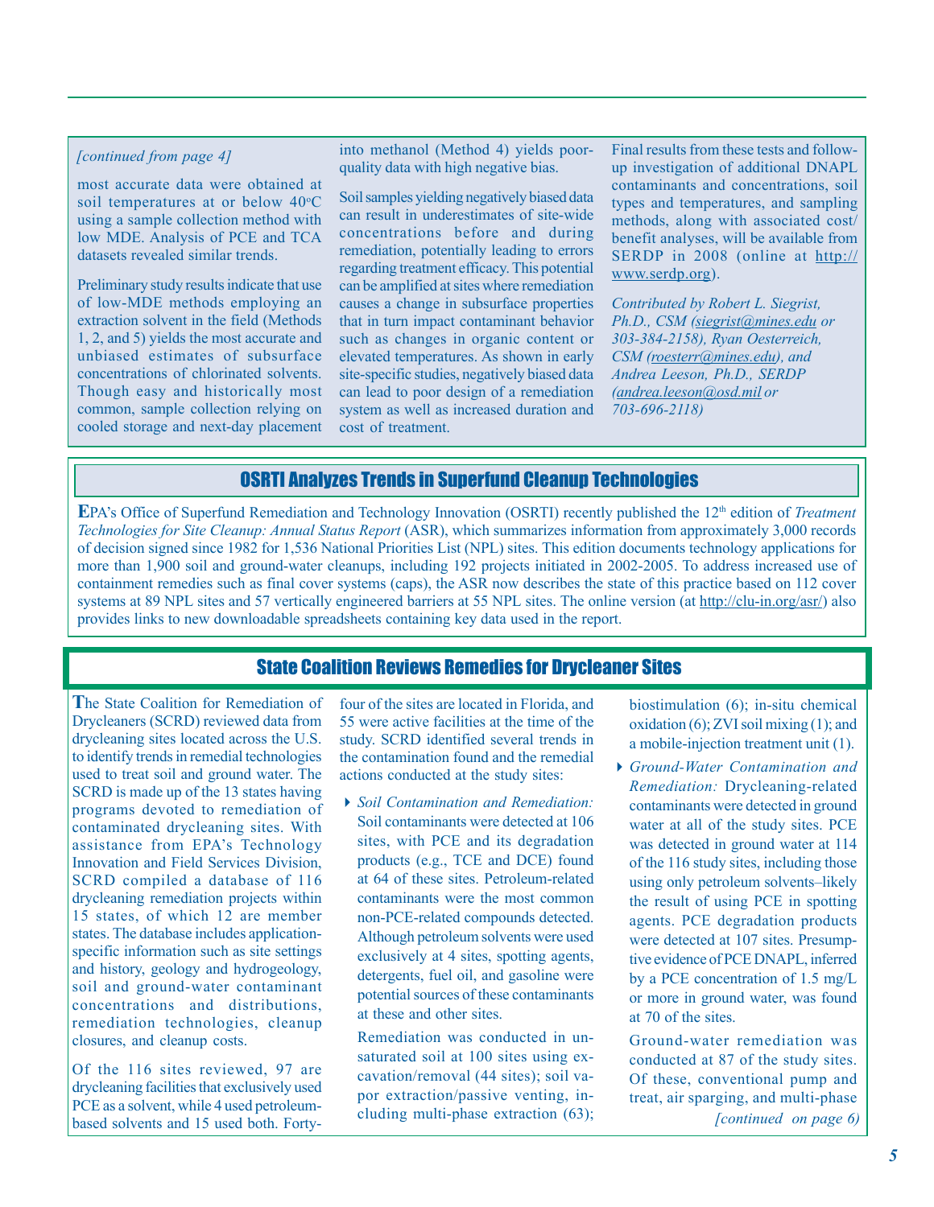*[continued from page 4]*

most accurate data were obtained at soil temperatures at or below 40°C using a sample collection method with low MDE. Analysis of PCE and TCA datasets revealed similar trends.

Preliminary study results indicate that use of low-MDE methods employing an extraction solvent in the field (Methods 1, 2, and 5) yields the most accurate and unbiased estimates of subsurface concentrations of chlorinated solvents. Though easy and historically most common, sample collection relying on cooled storage and next-day placement into methanol (Method 4) yields poor-quality data with high negative bias.

Soil samples yielding negatively biased data can result in underestimates of site-wide concentrations before and during remediation, potentially leading to errors regarding treatment efficacy. This potential can be amplified at sites where remediation causes a change in subsurface properties that in turn impact contaminant behavior such as changes in organic content or elevated temperatures. As shown in early site-specific studies, negatively biased data can lead to poor design of a remediation system as well as increased duration and cost of treatment.

Final results from these tests and follow-up investigation of additional DNAPL contaminants and concentrations, soil types and temperatures, and sampling methods, along with associated cost/benefit analyses, will be available from SERDP in 2008 (online at http://www.serdp.org).

*Contributed by Robert L. Siegrist, Ph.D., CSM (siegrist@mines.edu or 303-384-2158), Ryan Oesterreich, CSM (roesterr@mines.edu), and Andrea Leeson, Ph.D., SERDP (andrea.leeson@osd.mil or 703-696-2118)*

## OSRTI Analyzes Trends in Superfund Cleanup Technologies

EPA's Office of Superfund Remediation and Technology Innovation (OSRTI) recently published the 12th edition of *Treatment Technologies for Site Cleanup: Annual Status Report* (ASR), which summarizes information from approximately 3,000 records of decision signed since 1982 for 1,536 National Priorities List (NPL) sites. This edition documents technology applications for more than 1,900 soil and ground-water cleanups, including 192 projects initiated in 2002-2005. To address increased use of containment remedies such as final cover systems (caps), the ASR now describes the state of this practice based on 112 cover systems at 89 NPL sites and 57 vertically engineered barriers at 55 NPL sites. The online version (at http://clu-in.org/asr/) also provides links to new downloadable spreadsheets containing key data used in the report.

## State Coalition Reviews Remedies for Drycleaner Sites

The State Coalition for Remediation of Drycleaners (SCRD) reviewed data from drycleaning sites located across the U.S. to identify trends in remedial technologies used to treat soil and ground water. The SCRD is made up of the 13 states having programs devoted to remediation of contaminated drycleaning sites. With assistance from EPA's Technology Innovation and Field Services Division, SCRD compiled a database of 116 drycleaning remediation projects within 15 states, of which 12 are member states. The database includes application-specific information such as site settings and history, geology and hydrogeology, soil and ground-water contaminant concentrations and distributions, remediation technologies, cleanup closures, and cleanup costs.

Of the 116 sites reviewed, 97 are drycleaning facilities that exclusively used PCE as a solvent, while 4 used petroleum-based solvents and 15 used both. Forty-four of the sites are located in Florida, and 55 were active facilities at the time of the study. SCRD identified several trends in the contamination found and the remedial actions conducted at the study sites:

- *Soil Contamination and Remediation:* Soil contaminants were detected at 106 sites, with PCE and its degradation products (e.g., TCE and DCE) found at 64 of these sites. Petroleum-related contaminants were the most common non-PCE-related compounds detected. Although petroleum solvents were used exclusively at 4 sites, spotting agents, detergents, fuel oil, and gasoline were potential sources of these contaminants at these and other sites.

  Remediation was conducted in unsaturated soil at 100 sites using excavation/removal (44 sites); soil vapor extraction/passive venting, including multi-phase extraction (63); biostimulation (6); in-situ chemical oxidation (6); ZVI soil mixing (1); and a mobile-injection treatment unit (1).

- *Ground-Water Contamination and Remediation:* Drycleaning-related contaminants were detected in ground water at all of the study sites. PCE was detected in ground water at 114 of the 116 study sites, including those using only petroleum solvents–likely the result of using PCE in spotting agents. PCE degradation products were detected at 107 sites. Presumptive evidence of PCE DNAPL, inferred by a PCE concentration of 1.5 mg/L or more in ground water, was found at 70 of the sites.

  Ground-water remediation was conducted at 87 of the study sites. Of these, conventional pump and treat, air sparging, and multi-phase

*[continued on page 6]*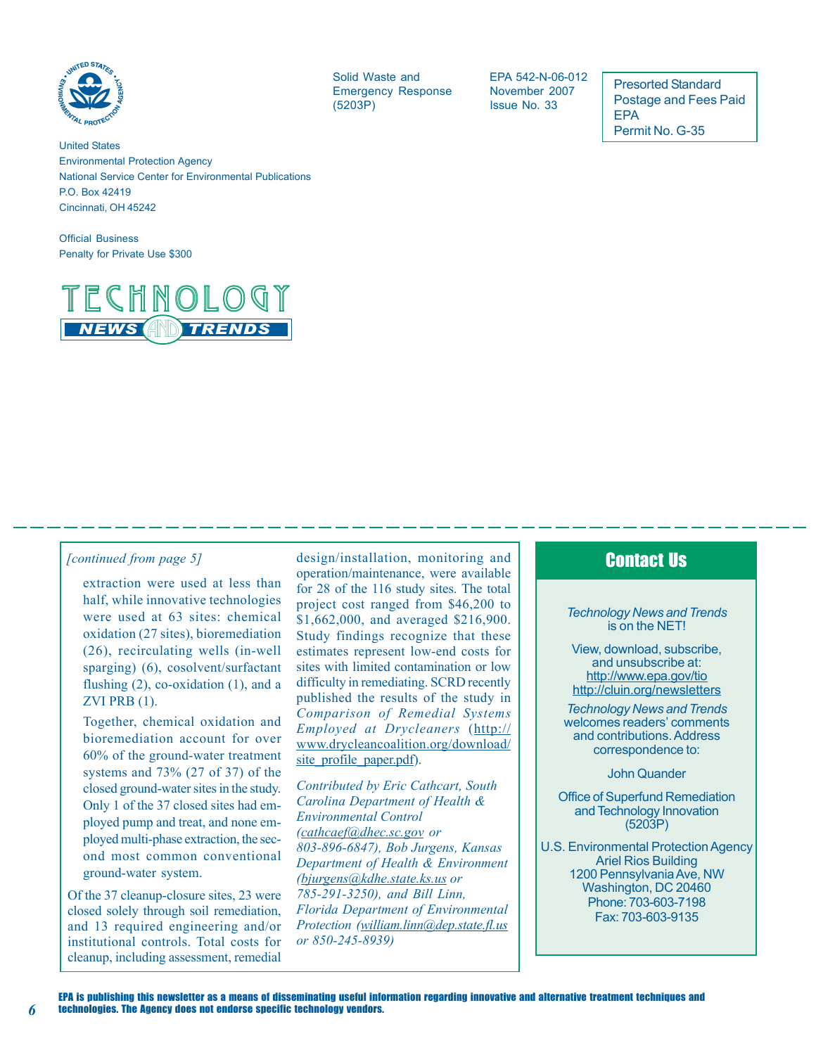Solid Waste and Emergency Response (5203P)

EPA 542-N-06-012
November 2007
Issue No. 33

Presorted Standard
Postage and Fees Paid
EPA
Permit No. G-35

United States
Environmental Protection Agency
National Service Center for Environmental Publications
P.O. Box 42419
Cincinnati, OH 45242

Official Business
Penalty for Private Use $300

# TECHNOLOGY NEWS AND TRENDS

*[continued from page 5]*

extraction were used at less than half, while innovative technologies were used at 63 sites: chemical oxidation (27 sites), bioremediation (26), recirculating wells (in-well sparging) (6), cosolvent/surfactant flushing (2), co-oxidation (1), and a ZVI PRB (1).

Together, chemical oxidation and bioremediation account for over 60% of the ground-water treatment systems and 73% (27 of 37) of the closed ground-water sites in the study. Only 1 of the 37 closed sites had employed pump and treat, and none employed multi-phase extraction, the second most common conventional ground-water system.

Of the 37 cleanup-closure sites, 23 were closed solely through soil remediation, and 13 required engineering and/or institutional controls. Total costs for cleanup, including assessment, remedial design/installation, monitoring and operation/maintenance, were available for 28 of the 116 study sites. The total project cost ranged from $46,200 to $1,662,000, and averaged $216,900. Study findings recognize that these estimates represent low-end costs for sites with limited contamination or low difficulty in remediating. SCRD recently published the results of the study in *Comparison of Remedial Systems Employed at Drycleaners* (http://www.drycleancoalition.org/download/site_profile_paper.pdf).

*Contributed by Eric Cathcart, South Carolina Department of Health & Environmental Control (cathcaef@dhec.sc.gov or 803-896-6847), Bob Jurgens, Kansas Department of Health & Environment (bjurgens@kdhe.state.ks.us or 785-291-3250), and Bill Linn, Florida Department of Environmental Protection (william.linn@dep.state.fl.us or 850-245-8939)*

## Contact Us

*Technology News and Trends* is on the NET!

View, download, subscribe, and unsubscribe at:
http://www.epa.gov/tio
http://cluin.org/newsletters

*Technology News and Trends* welcomes readers' comments and contributions. Address correspondence to:

John Quander

Office of Superfund Remediation and Technology Innovation
(5203P)

U.S. Environmental Protection Agency
Ariel Rios Building
1200 Pennsylvania Ave, NW
Washington, DC 20460
Phone: 703-603-7198
Fax: 703-603-9135

**EPA is publishing this newsletter as a means of disseminating useful information regarding innovative and alternative treatment techniques and technologies. The Agency does not endorse specific technology vendors.**